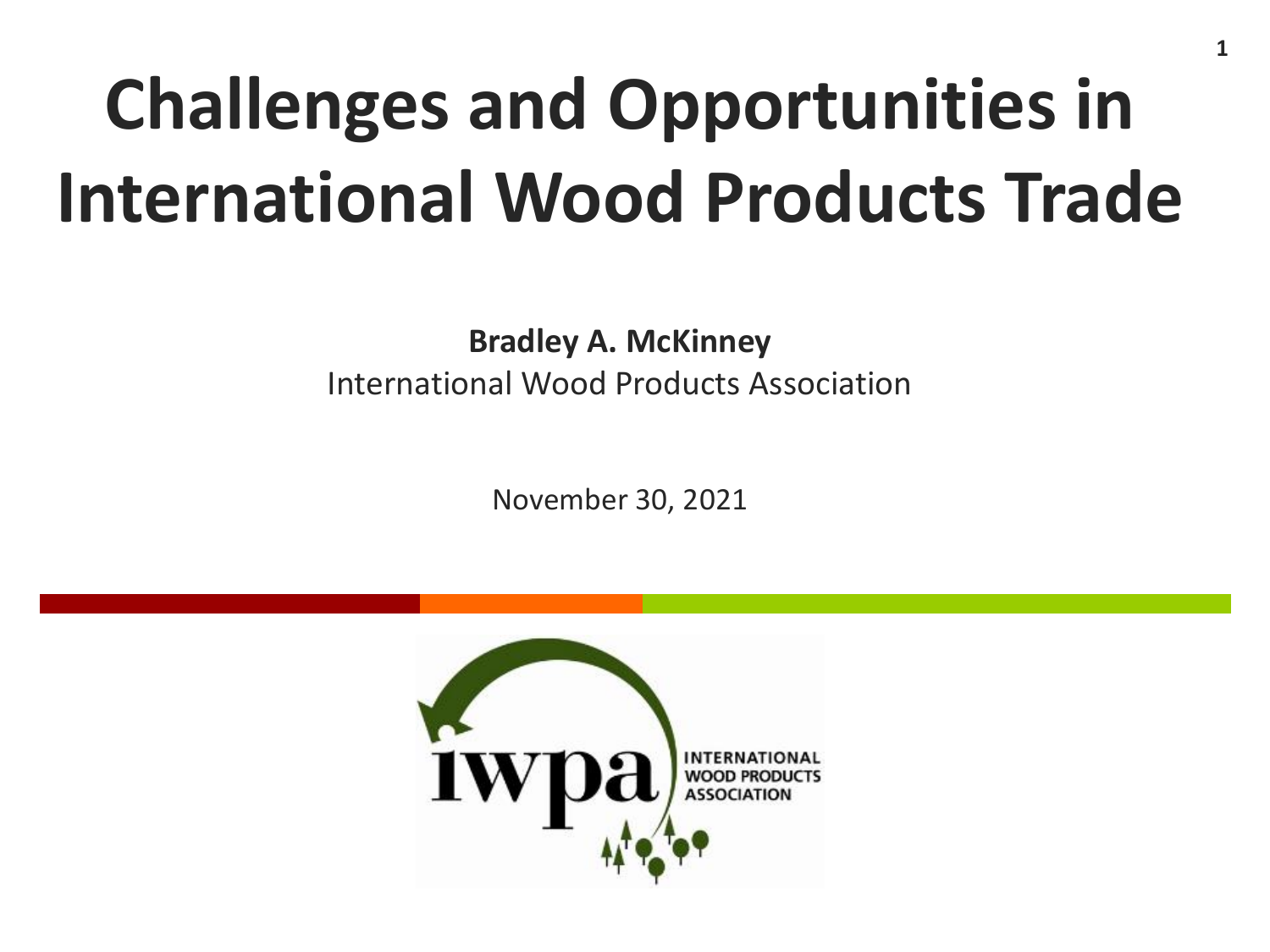# Challenges and Opportunities in International Wood Products Trade

**Bradley A. McKinney**

International Wood Products Association

November 30, 2021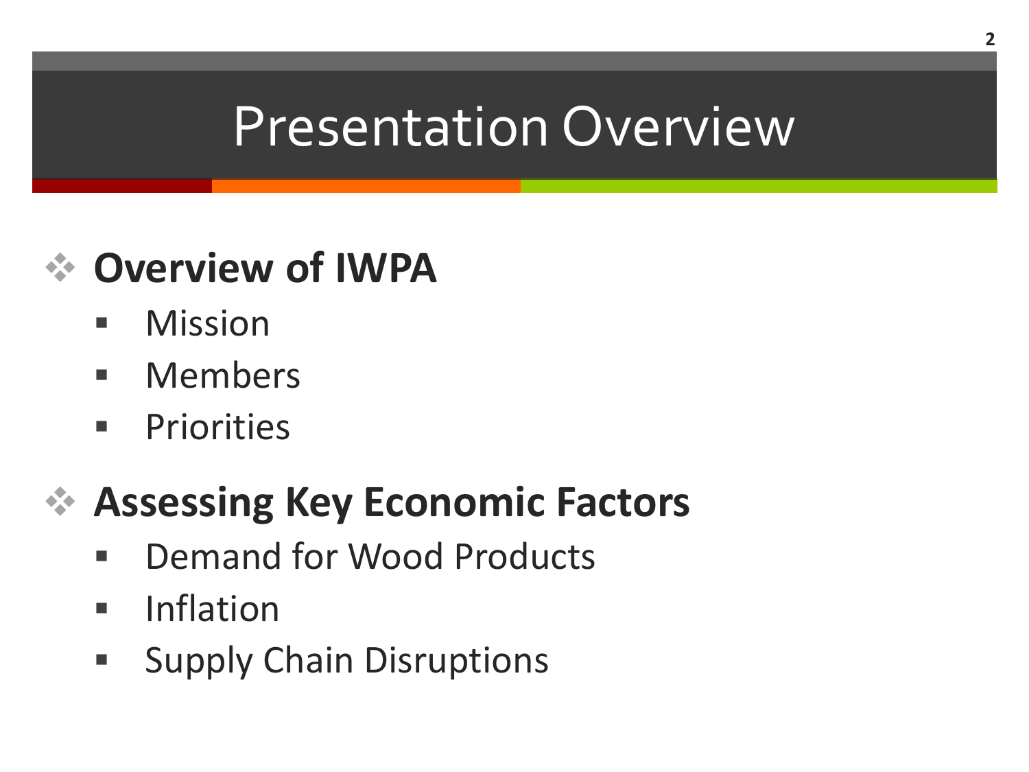# Presentation Overview

- **Overview of IWPA**
  - Mission
  - Members
  - Priorities
- **Assessing Key Economic Factors**
  - Demand for Wood Products
  - Inflation
  - Supply Chain Disruptions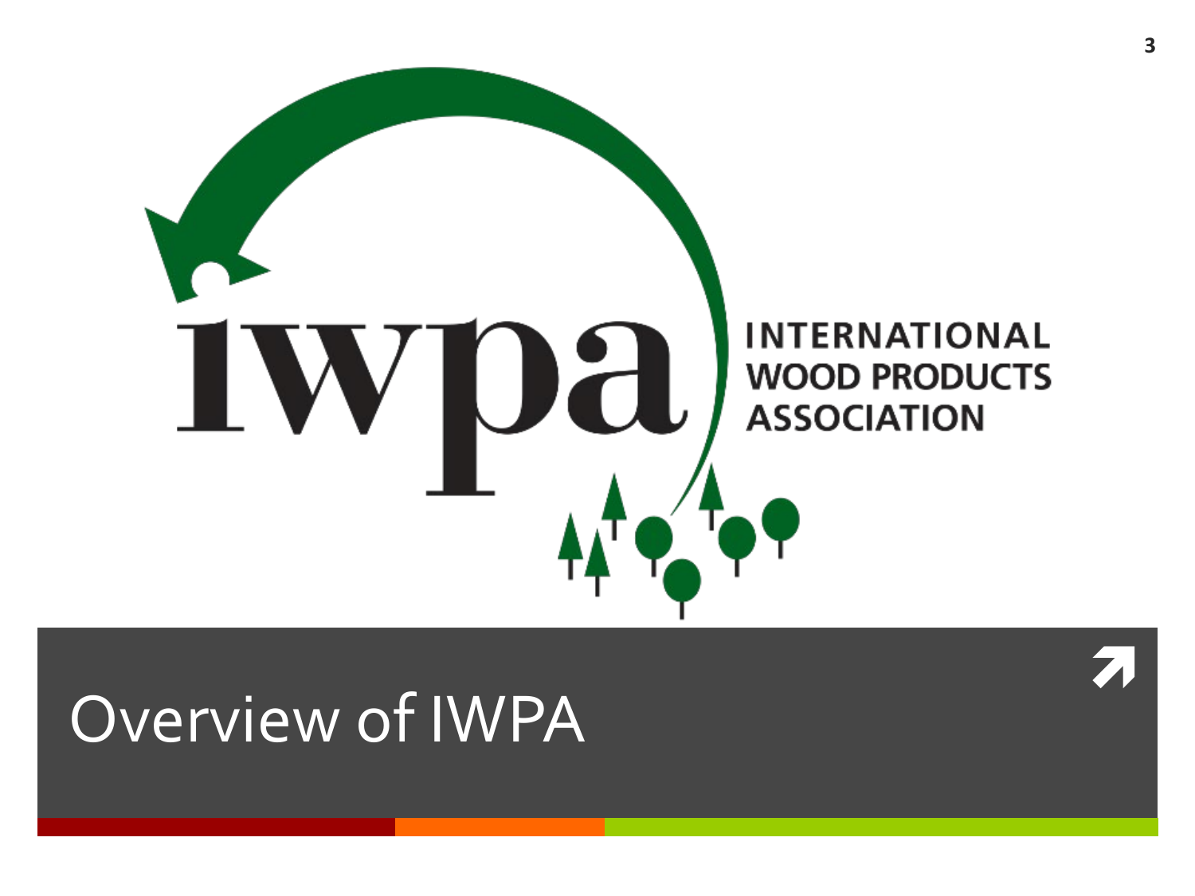iwpa

INTERNATIONAL WOOD PRODUCTS ASSOCIATION

# Overview of IWPA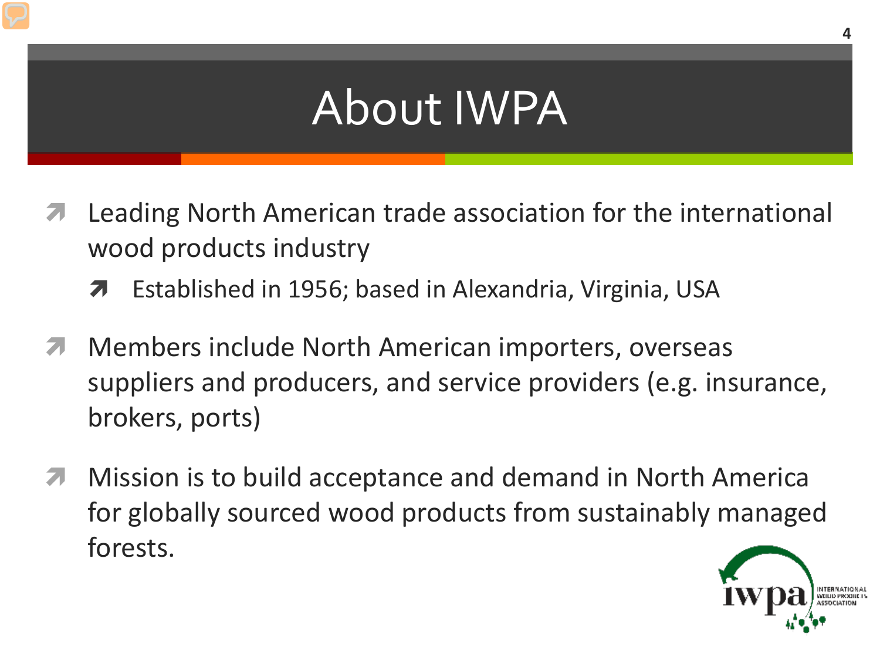# About IWPA

- Leading North American trade association for the international wood products industry
  - Established in 1956; based in Alexandria, Virginia, USA
- Members include North American importers, overseas suppliers and producers, and service providers (e.g. insurance, brokers, ports)
- Mission is to build acceptance and demand in North America for globally sourced wood products from sustainably managed forests.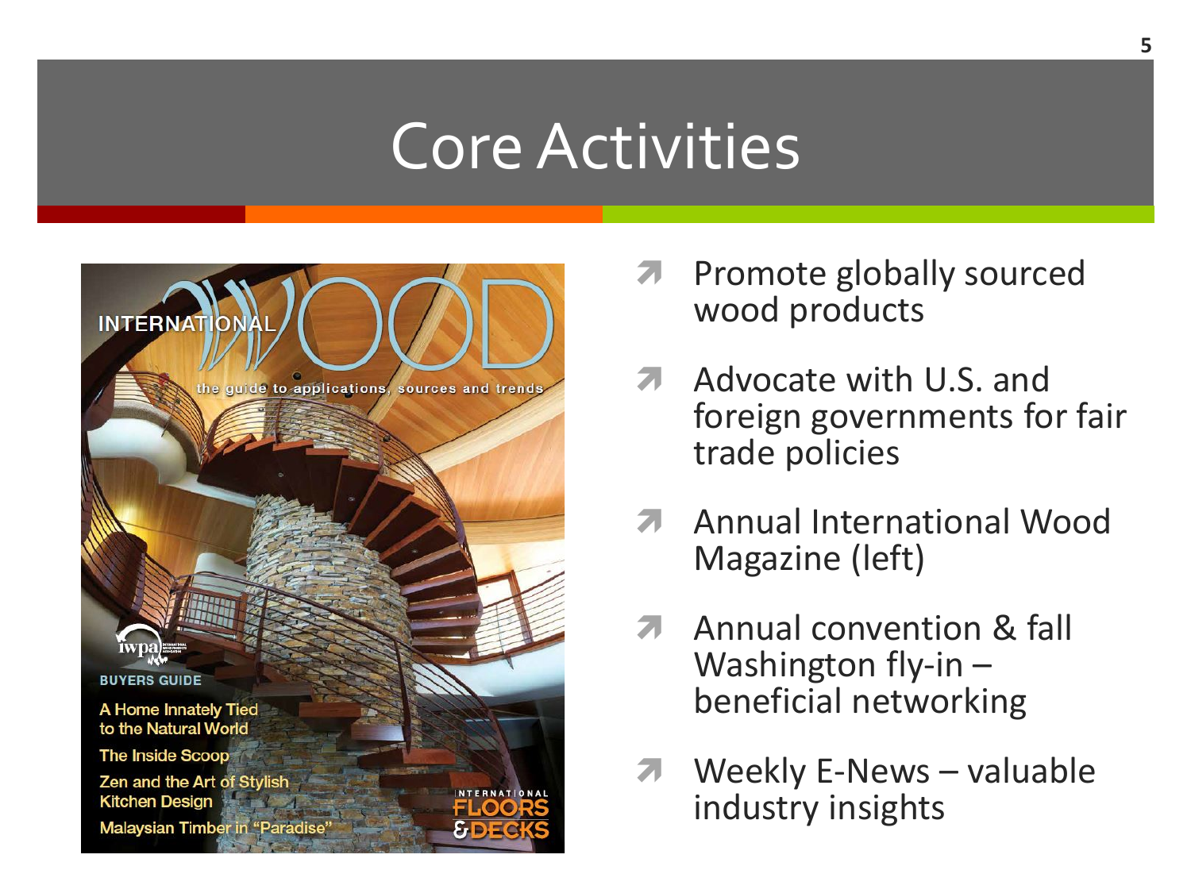# Core Activities

- Promote globally sourced wood products
- Advocate with U.S. and foreign governments for fair trade policies
- Annual International Wood Magazine (left)
- Annual convention & fall Washington fly-in – beneficial networking
- Weekly E-News – valuable industry insights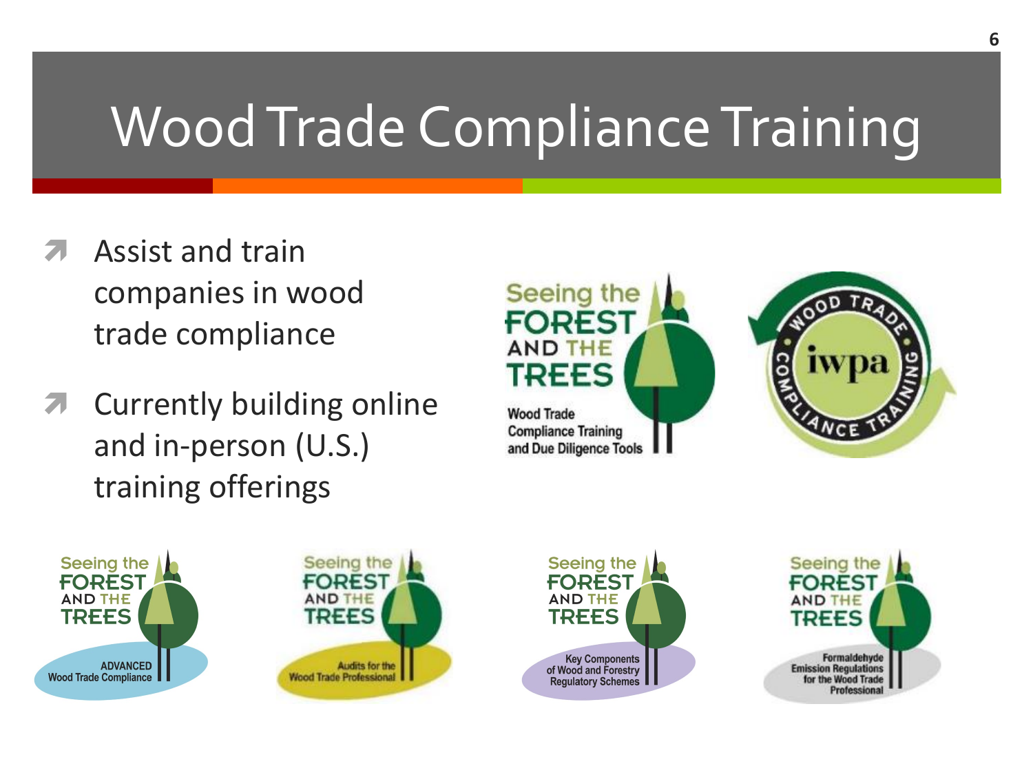# Wood Trade Compliance Training

- Assist and train companies in wood trade compliance
- Currently building online and in-person (U.S.) training offerings

Seeing the FOREST AND THE TREES
Wood Trade Compliance Training and Due Diligence Tools

WOOD TRADE COMPLIANCE TRAINING
iwpa

Seeing the FOREST AND THE TREES
ADVANCED Wood Trade Compliance

Seeing the FOREST AND THE TREES
Audits for the Wood Trade Professional

Seeing the FOREST AND THE TREES
Key Components of Wood and Forestry Regulatory Schemes

Seeing the FOREST AND THE TREES
Formaldehyde Emission Regulations for the Wood Trade Professional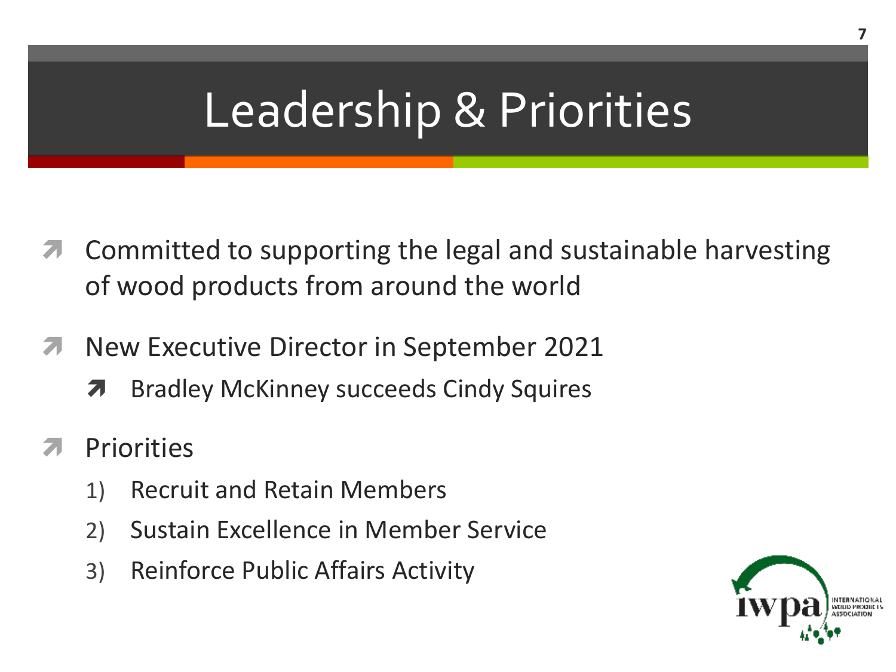# Leadership & Priorities

- Committed to supporting the legal and sustainable harvesting of wood products from around the world
- New Executive Director in September 2021
  - Bradley McKinney succeeds Cindy Squires
- Priorities
  1) Recruit and Retain Members
  2) Sustain Excellence in Member Service
  3) Reinforce Public Affairs Activity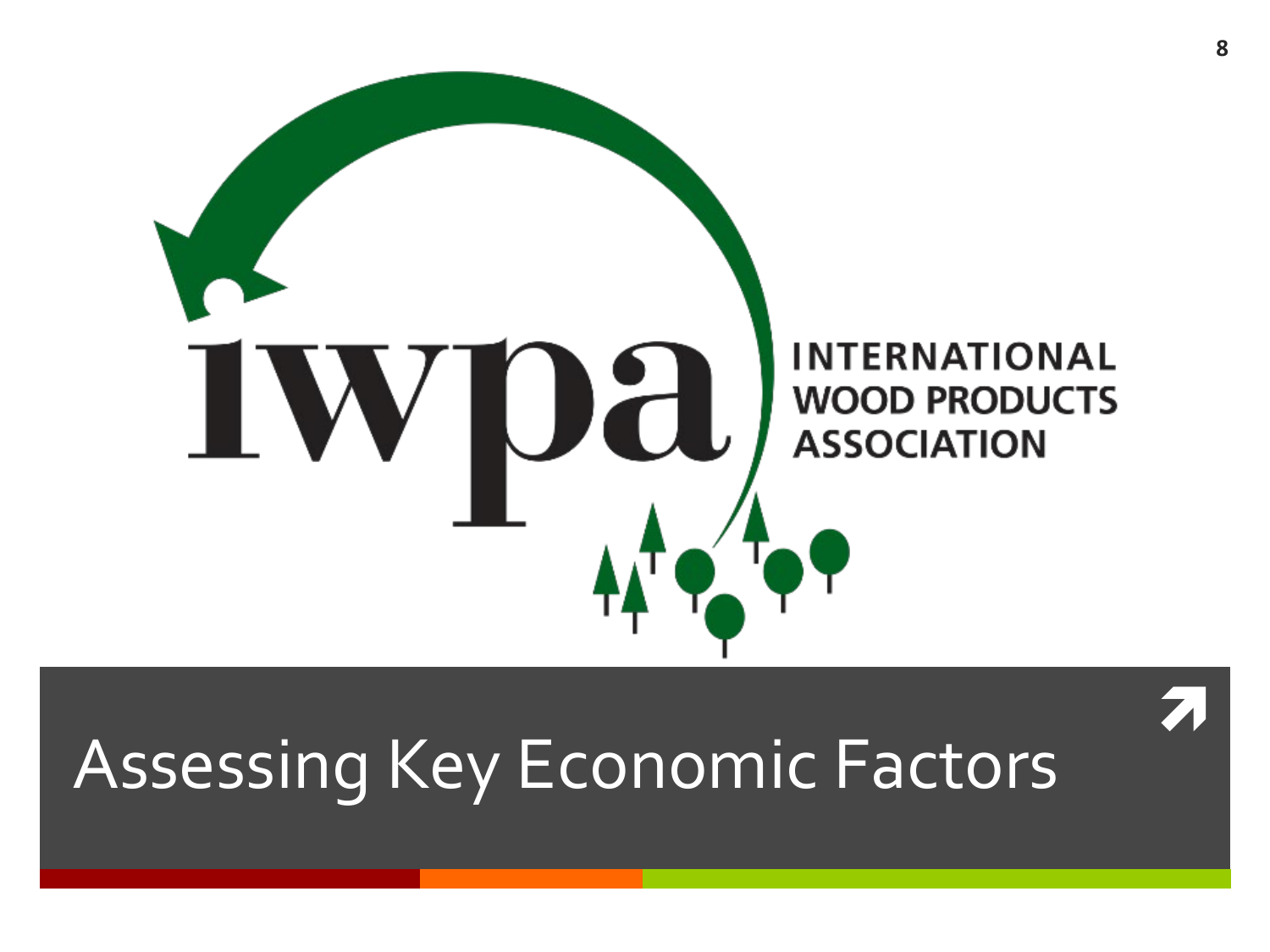iwpa

INTERNATIONAL WOOD PRODUCTS ASSOCIATION

# Assessing Key Economic Factors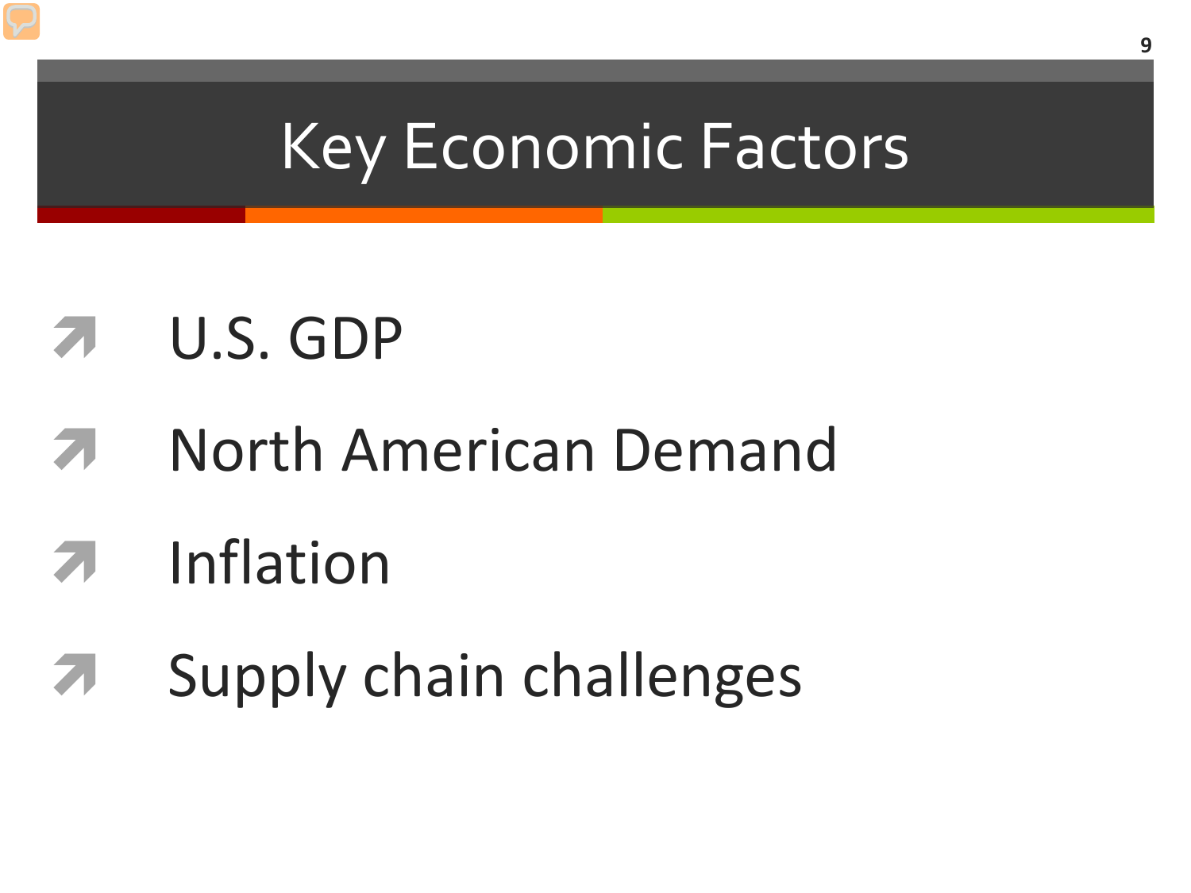# Key Economic Factors

- U.S. GDP
- North American Demand
- Inflation
- Supply chain challenges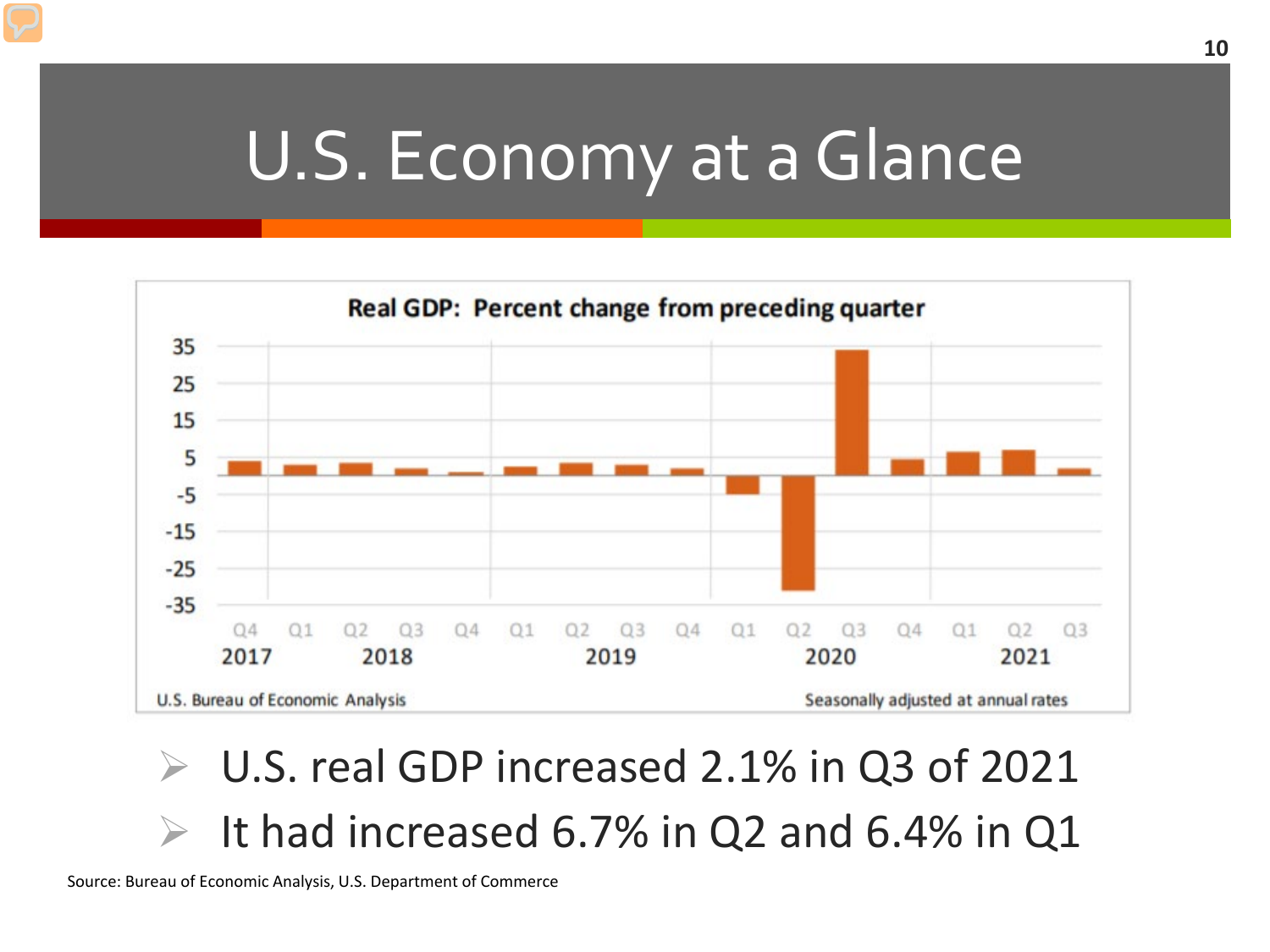# U.S. Economy at a Glance

**Real GDP: Percent change from preceding quarter**

U.S. Bureau of Economic Analysis — Seasonally adjusted at annual rates

- U.S. real GDP increased 2.1% in Q3 of 2021
- It had increased 6.7% in Q2 and 6.4% in Q1

Source: Bureau of Economic Analysis, U.S. Department of Commerce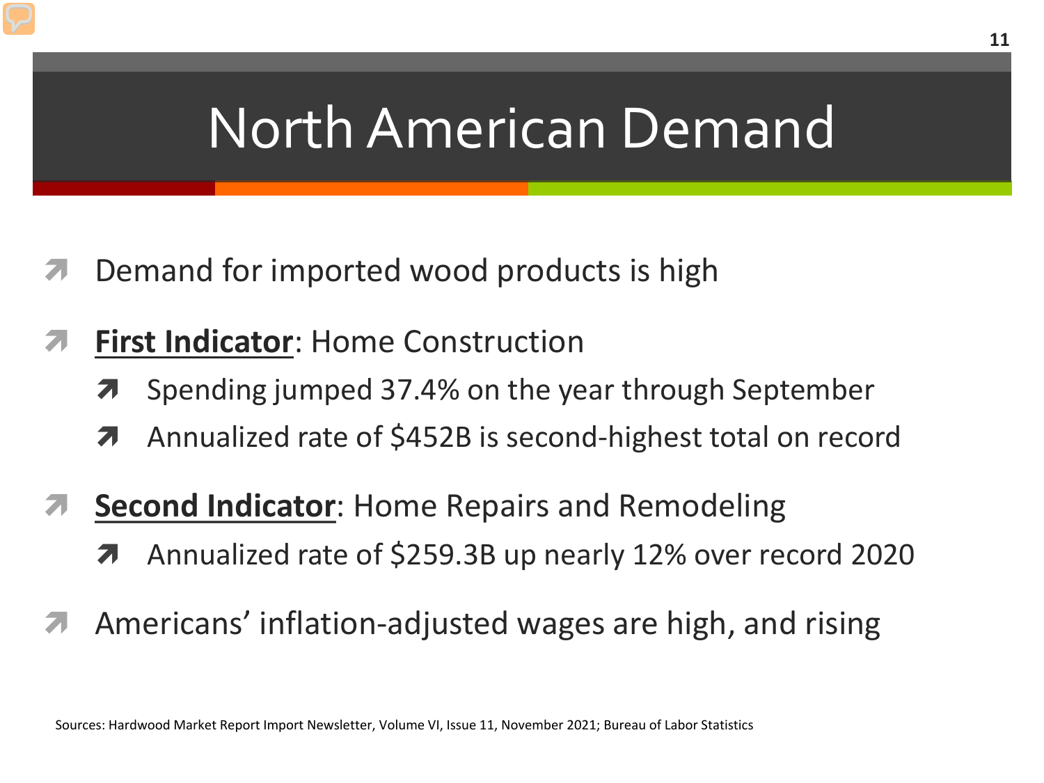# North American Demand

- Demand for imported wood products is high
- **<u>First Indicator</u>**: Home Construction
  - Spending jumped 37.4% on the year through September
  - Annualized rate of $452B is second-highest total on record
- **<u>Second Indicator</u>**: Home Repairs and Remodeling
  - Annualized rate of $259.3B up nearly 12% over record 2020
- Americans' inflation-adjusted wages are high, and rising

Sources: Hardwood Market Report Import Newsletter, Volume VI, Issue 11, November 2021; Bureau of Labor Statistics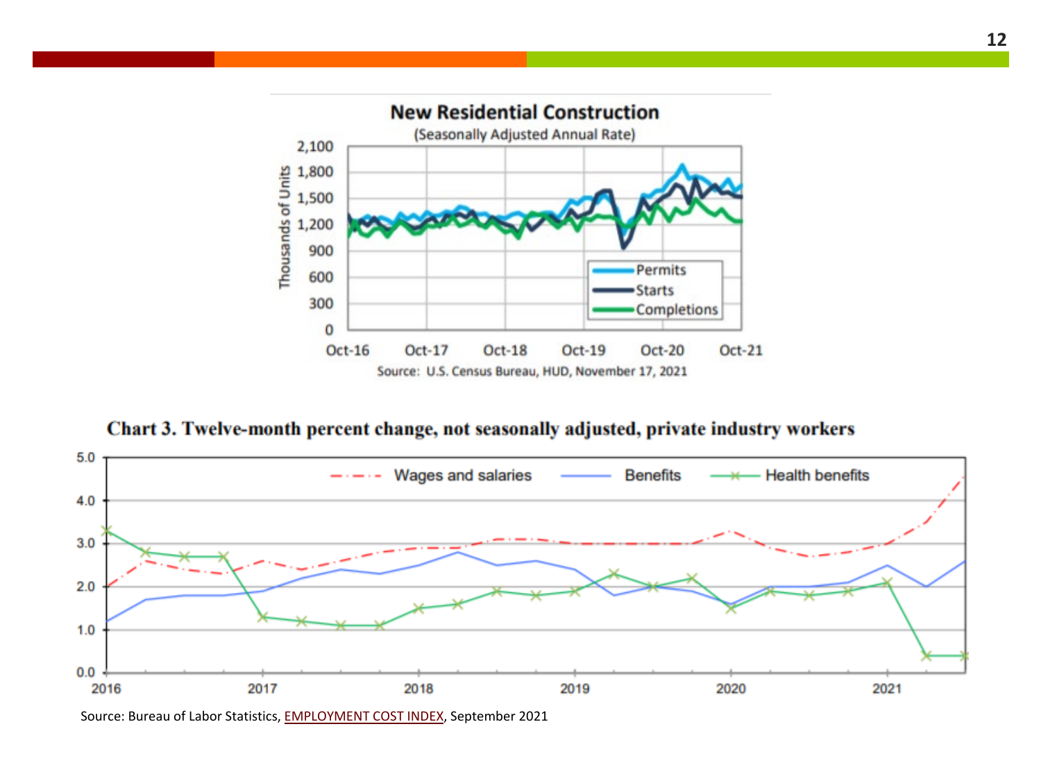## New Residential Construction

(Seasonally Adjusted Annual Rate)

Source: U.S. Census Bureau, HUD, November 17, 2021

**Chart 3. Twelve-month percent change, not seasonally adjusted, private industry workers**

Source: Bureau of Labor Statistics, EMPLOYMENT COST INDEX, September 2021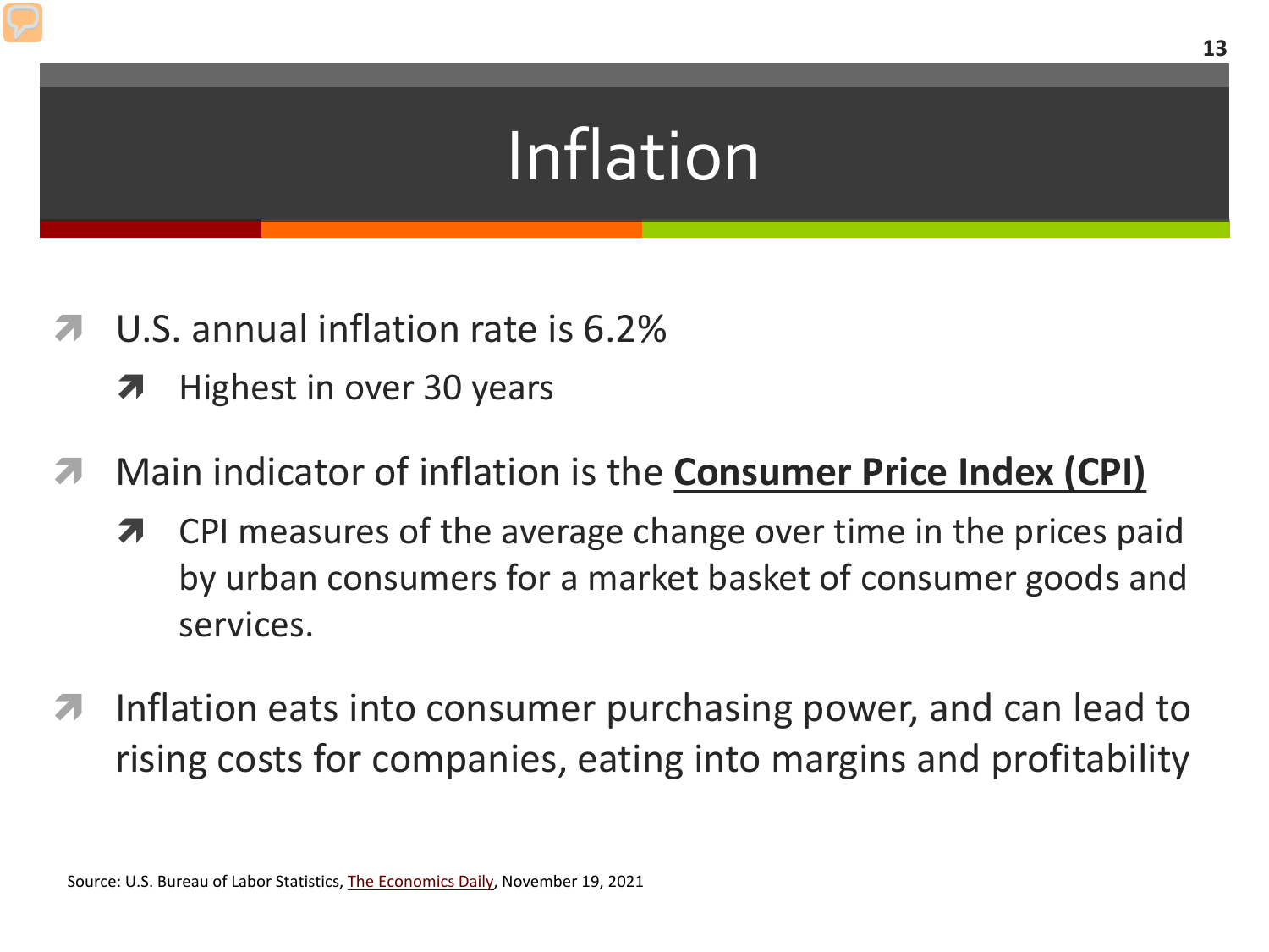# Inflation

- U.S. annual inflation rate is 6.2%
  - Highest in over 30 years
- Main indicator of inflation is the **Consumer Price Index (CPI)**
  - CPI measures of the average change over time in the prices paid by urban consumers for a market basket of consumer goods and services.
- Inflation eats into consumer purchasing power, and can lead to rising costs for companies, eating into margins and profitability

Source: U.S. Bureau of Labor Statistics, The Economics Daily, November 19, 2021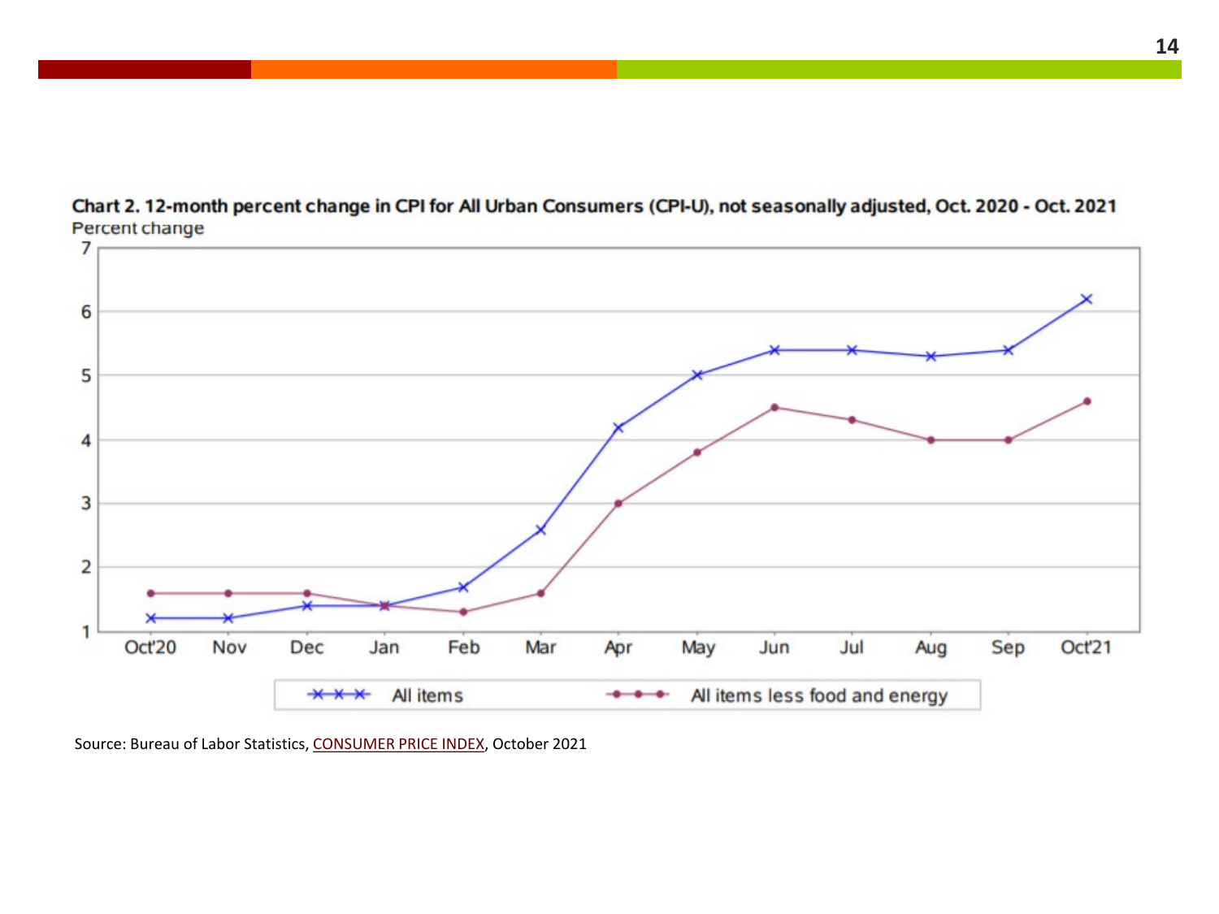**Chart 2. 12-month percent change in CPI for All Urban Consumers (CPI-U), not seasonally adjusted, Oct. 2020 - Oct. 2021**

Percent change

| | Oct'20 | Nov | Dec | Jan | Feb | Mar | Apr | May | Jun | Jul | Aug | Sep | Oct'21 |
|---|---|---|---|---|---|---|---|---|---|---|---|---|---|
| All items | 1.2 | 1.2 | 1.4 | 1.4 | 1.7 | 2.6 | 4.2 | 5.0 | 5.4 | 5.4 | 5.3 | 5.4 | 6.2 |
| All items less food and energy | 1.6 | 1.6 | 1.6 | 1.4 | 1.3 | 1.6 | 3.0 | 3.8 | 4.5 | 4.3 | 4.0 | 4.0 | 4.6 |

Source: Bureau of Labor Statistics, CONSUMER PRICE INDEX, October 2021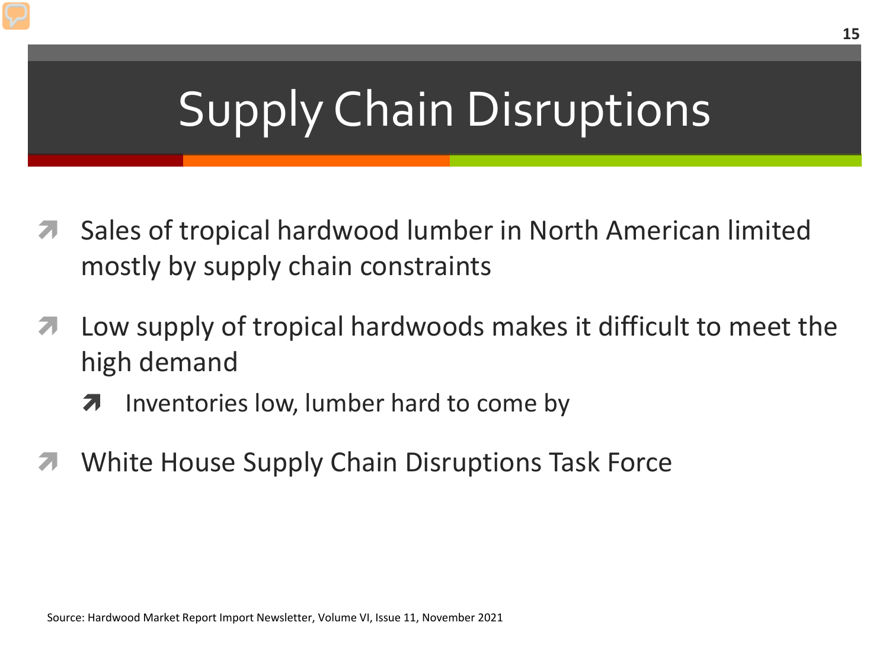# Supply Chain Disruptions

- Sales of tropical hardwood lumber in North American limited mostly by supply chain constraints
- Low supply of tropical hardwoods makes it difficult to meet the high demand
  - Inventories low, lumber hard to come by
- White House Supply Chain Disruptions Task Force

Source: Hardwood Market Report Import Newsletter, Volume VI, Issue 11, November 2021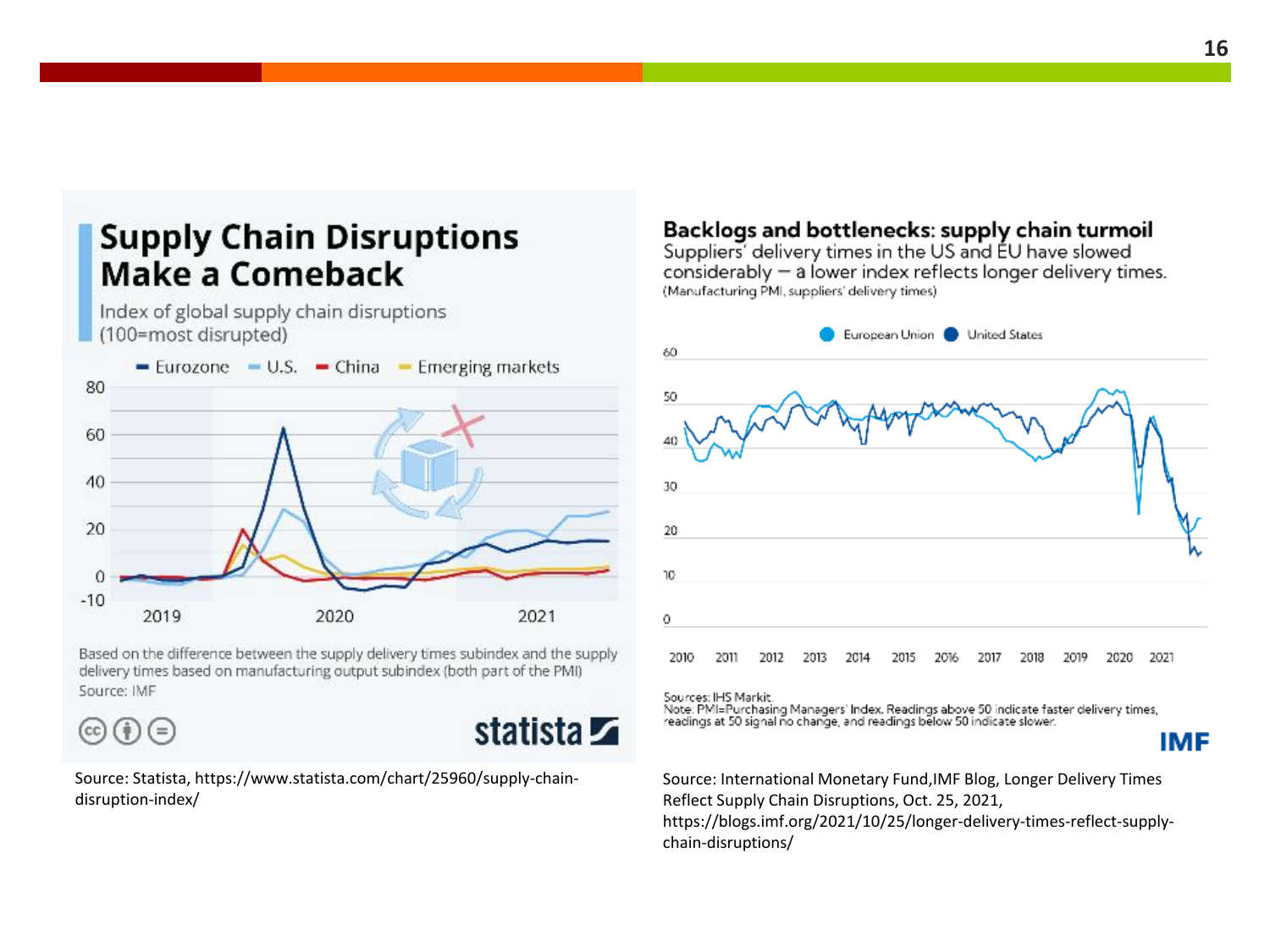## Supply Chain Disruptions Make a Comeback

Index of global supply chain disruptions (100=most disrupted)

Eurozone · U.S. · China · Emerging markets

Based on the difference between the supply delivery times subindex and the supply delivery times based on manufacturing output subindex (both part of the PMI)

Source: IMF

statista

Source: Statista, https://www.statista.com/chart/25960/supply-chain-disruption-index/

## Backlogs and bottlenecks: supply chain turmoil

Suppliers' delivery times in the US and EU have slowed considerably — a lower index reflects longer delivery times.

(Manufacturing PMI, suppliers' delivery times)

European Union · United States

Sources: IHS Markit.

Note: PMI=Purchasing Managers' Index. Readings above 50 indicate faster delivery times, readings at 50 signal no change, and readings below 50 indicate slower.

IMF

Source: International Monetary Fund, IMF Blog, Longer Delivery Times Reflect Supply Chain Disruptions, Oct. 25, 2021, https://blogs.imf.org/2021/10/25/longer-delivery-times-reflect-supply-chain-disruptions/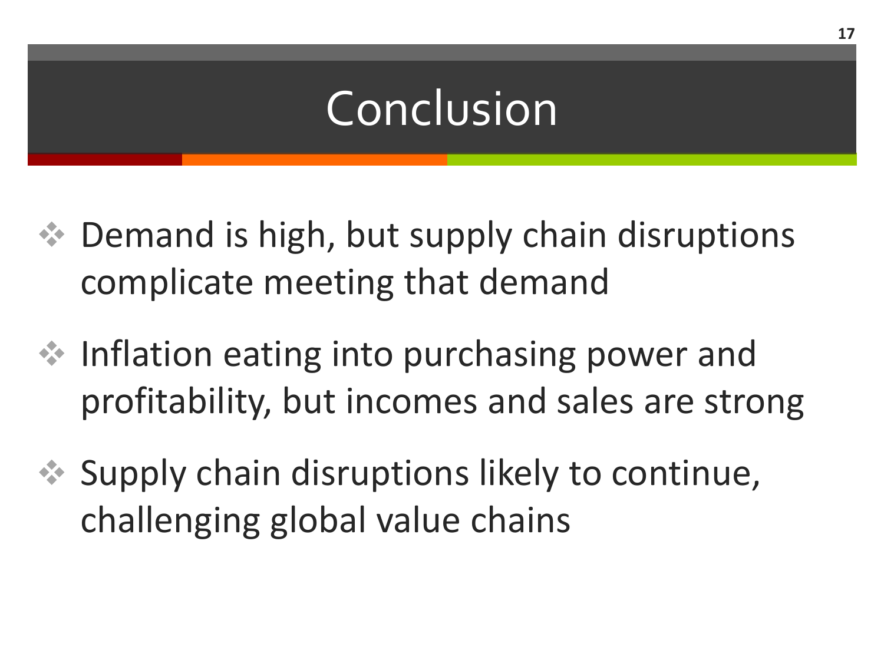# Conclusion

- Demand is high, but supply chain disruptions complicate meeting that demand
- Inflation eating into purchasing power and profitability, but incomes and sales are strong
- Supply chain disruptions likely to continue, challenging global value chains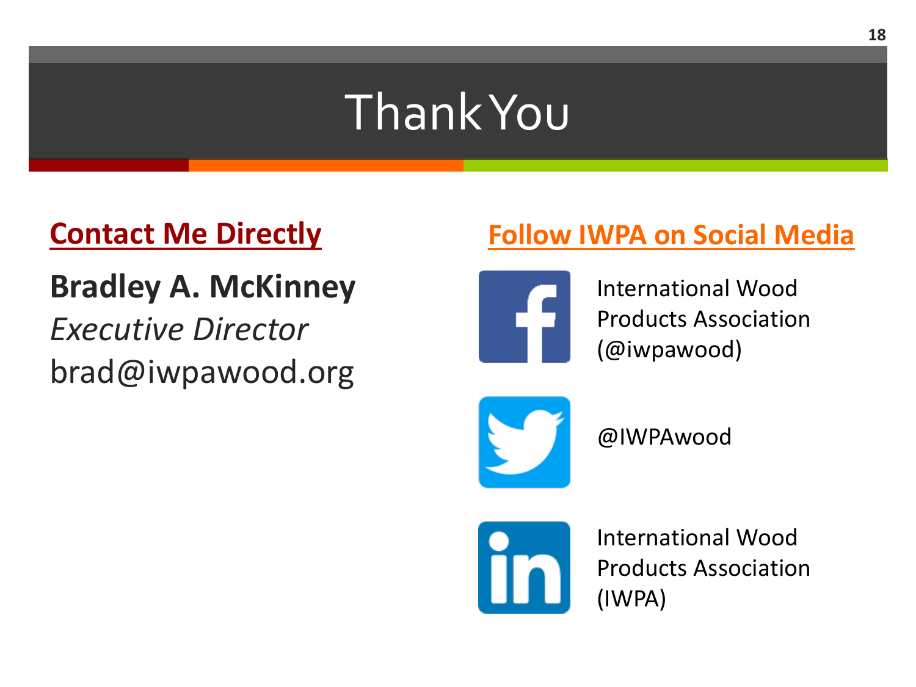# Thank You

## Contact Me Directly

**Bradley A. McKinney**
*Executive Director*
brad@iwpawood.org

## Follow IWPA on Social Media

International Wood Products Association (@iwpawood)

@IWPAwood

International Wood Products Association (IWPA)